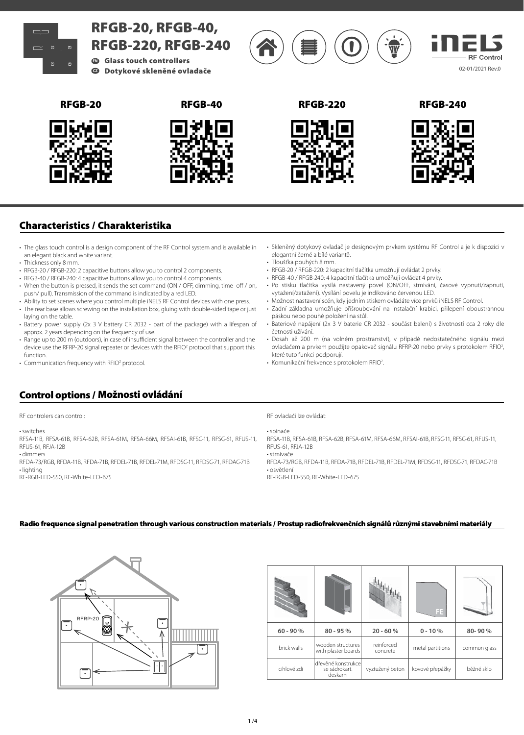# RFGB-20, RFGB-40, RFGB-220, RFGB-240

**EN Glass touch controllers**

**CZ Dotykové skleněné ovladače**

iNELS RF Control

02-01/2021 Rev.0

RFGB-20 | RFGB-40 | RFGB-220 | RFGB-240

## Characteristics / Charakteristika

- The glass touch control is a design component of the RF Control system and is available in an elegant black and white variant.
- Thickness only 8 mm.
- RFGB-20 / RFGB-220: 2 capacitive buttons allow you to control 2 components.
- RFGB-40 / RFGB-240: 4 capacitive buttons allow you to control 4 components.
- When the button is pressed, it sends the set command (ON / OFF, dimming, time off / on, push/ pull). Transmission of the command is indicated by a red LED.
- Ability to set scenes where you control multiple iNELS RF Control devices with one press.
- The rear base allows screwing on the installation box, gluing with double-sided tape or just laying on the table.
- Battery power supply (2x 3 V battery CR 2032 - part of the package) with a lifespan of approx. 2 years depending on the frequency of use.
- Range up to 200 m (outdoors), in case of insufficient signal between the controller and the device use the RFRP-20 signal repeater or devices with the RFIO[2] protocol that support this function.
- Communication frequency with RFIO[2] protocol.

- Skleněný dotykový ovladač je designovým prvkem systému RF Control a je k dispozici v elegantní černé a bílé variantě.
- Tloušťka pouhých 8 mm.
- RFGB-20 / RFGB-220: 2 kapacitní tlačítka umožňují ovládat 2 prvky.
- RFGB-40 / RFGB-240: 4 kapacitní tlačítka umožňují ovládat 4 prvky.
- Po stisku tlačítka vysílá nastavený povel (ON/OFF, stmívání, časové vypnutí/zapnutí, vytažení/zatažení). Vysílání povelu je indikováno červenou LED.
- Možnost nastavení scén, kdy jedním stiskem ovládáte více prvků iNELS RF Control.
- Zadní základna umožňuje přišroubování na instalační krabici, přilepení oboustrannou páskou nebo pouhé položení na stůl.
- Bateriové napájení (2x 3 V baterie CR 2032 - součást balení) s životností cca 2 roky dle četnosti užívání.
- Dosah až 200 m (na volném prostranství), v případě nedostatečného signálu mezi ovladačem a prvkem použijte opakovač signálu RFRP-20 nebo prvky s protokolem RFIO[2], které tuto funkci podporují.
- Komunikační frekvence s protokolem RFIO[2].

## Control options / Možnosti ovládání

RF controlers can control:

• switches
RFSA-11B, RFSA-61B, RFSA-62B, RFSA-61M, RFSA-66M, RFSAI-61B, RFSC-11, RFSC-61, RFUS-11, RFUS-61, RFJA-12B
• dimmers
RFDA-73/RGB, RFDA-11B, RFDA-71B, RFDEL-71B, RFDEL-71M, RFDSC-11, RFDSC-71, RFDAC-71B
• lighting
RF-RGB-LED-550, RF-White-LED-675

RF ovladači lze ovládat:

• spínače
RFSA-11B, RFSA-61B, RFSA-62B, RFSA-61M, RFSA-66M, RFSAI-61B, RFSC-11, RFSC-61, RFUS-11, RFUS-61, RFJA-12B
• stmívače
RFDA-73/RGB, RFDA-11B, RFDA-71B, RFDEL-71B, RFDEL-71M, RFDSC-11, RFDSC-71, RFDAC-71B
• osvětlení
RF-RGB-LED-550, RF-White-LED-675

### Radio frequence signal penetration through various construction materials / Prostup radiofrekvenčních signálů různými stavebními materiály

RFRP-20

| 60 - 90 % | 80 - 95 % | 20 - 60 % | 0 - 10 % | 80- 90 % |
|---|---|---|---|---|
| brick walls | wooden structures with plaster boards | reinforced concrete | metal partitions | common glass |
| cihlové zdi | dřevěné konstrukce se sádrokart. deskami | vyztužený beton | kovové přepážky | běžné sklo |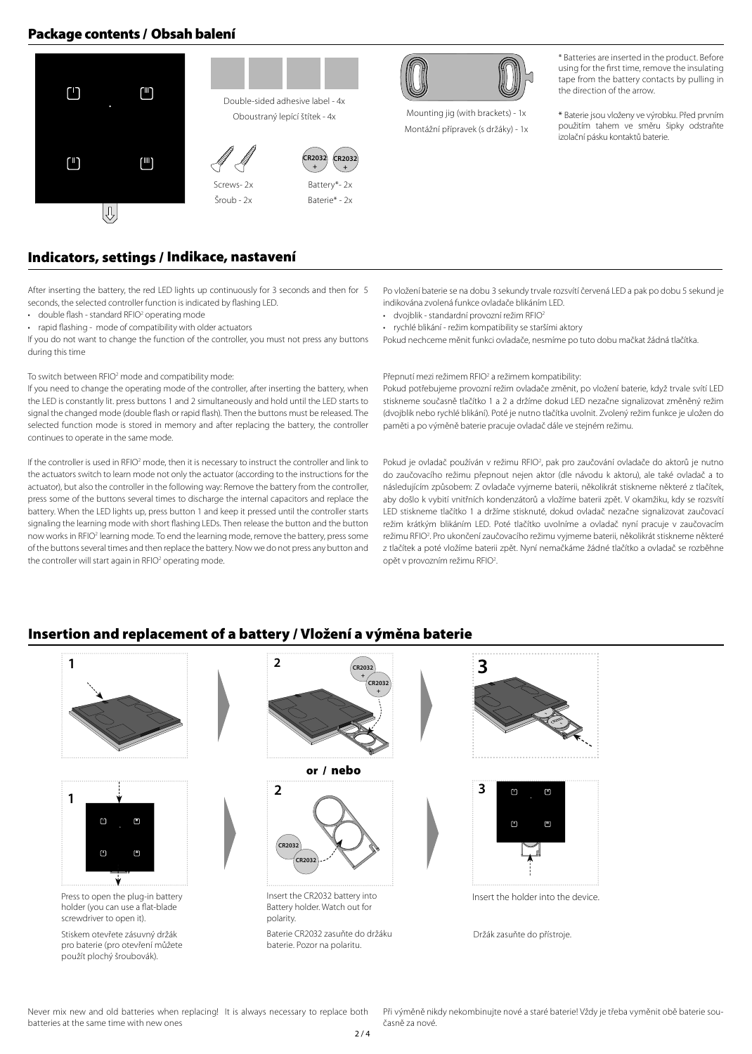## Package contents / Obsah balení

Double-sided adhesive label - 4x

Oboustranný lepící štítek - 4x

Mounting jig (with brackets) - 1x

Montážní přípravek (s držáky) - 1x

Screws- 2x

Šroub - 2x

Battery*- 2x

Baterie* - 2x

* Batteries are inserted in the product. Before using for the first time, remove the insulating tape from the battery contacts by pulling in the direction of the arrow.

* Baterie jsou vloženy ve výrobku. Před prvním použitím tahem ve směru šipky odstraňte izolační pásku kontaktů baterie.

## Indicators, settings / Indikace, nastavení

After inserting the battery, the red LED lights up continuously for 3 seconds and then for 5 seconds, the selected controller function is indicated by flashing LED.

- double flash - standard RFIO² operating mode
- rapid flashing - mode of compatibility with older actuators

If you do not want to change the function of the controller, you must not press any buttons during this time

To switch between RFIO² mode and compatibility mode:

If you need to change the operating mode of the controller, after inserting the battery, when the LED is constantly lit. press buttons 1 and 2 simultaneously and hold until the LED starts to signal the changed mode (double flash or rapid flash). Then the buttons must be released. The selected function mode is stored in memory and after replacing the battery, the controller continues to operate in the same mode.

If the controller is used in RFIO² mode, then it is necessary to instruct the controller and link to the actuators switch to learn mode not only the actuator (according to the instructions for the actuator), but also the controller in the following way: Remove the battery from the controller, press some of the buttons several times to discharge the internal capacitors and replace the battery. When the LED lights up, press button 1 and keep it pressed until the controller starts signaling the learning mode with short flashing LEDs. Then release the button and the button now works in RFIO² learning mode. To end the learning mode, remove the battery, press some of the buttons several times and then replace the battery. Now we do not press any button and the controller will start again in RFIO² operating mode.

Po vložení baterie se na dobu 3 sekundy trvale rozsvítí červená LED a pak po dobu 5 sekund je indikována zvolená funkce ovladače blikáním LED.

- dvojblik - standardní provozní režim RFIO²
- rychlé blikání - režim kompatibility se staršími aktory

Pokud nechceme měnit funkci ovladače, nesmíme po tuto dobu mačkat žádná tlačítka.

Přepnutí mezi režimem RFIO² a režimem kompatibility:

Pokud potřebujeme provozní režim ovladače změnit, po vložení baterie, když trvale svítí LED stiskneme současně tlačítko 1 a 2 a držíme dokud LED nezačne signalizovat změněný režim (dvojblik nebo rychlé blikání). Poté je nutno tlačítka uvolnit. Zvolený režim funkce je uložen do paměti a po výměně baterie pracuje ovladač dále ve stejném režimu.

Pokud je ovladač používán v režimu RFIO², pak pro zaučování ovladače do aktorů je nutno do zaučovacího režimu přepnout nejen aktor (dle návodu k aktoru), ale také ovladač a to následujícím způsobem: Z ovladače vyjmeme baterii, několikrát stiskneme některé z tlačítek, aby došlo k vybití vnitřních kondenzátorů a vložíme baterii zpět. V okamžiku, kdy se rozsvítí LED stiskneme tlačítko 1 a držíme stisknuté, dokud ovladač nezačne signalizovat zaučovací režim krátkým blikáním LED. Poté tlačítko uvolníme a ovladač nyní pracuje v zaučovacím režimu RFIO². Pro ukončení zaučovacího režimu vyjmeme baterii, několikrát stiskneme některé z tlačítek a poté vložíme baterii zpět. Nyní nemačkáme žádné tlačítko a ovladač se rozběhne opět v provozním režimu RFIO².

## Insertion and replacement of a battery / Vložení a výměna baterie

1

Press to open the plug-in battery holder (you can use a flat-blade screwdriver to open it).

Stiskem otevřete zásuvný držák pro baterie (pro otevření můžete použít plochý šroubovák).

2

or / nebo

Insert the CR2032 battery into Battery holder. Watch out for polarity.

Baterie CR2032 zasuňte do držáku baterie. Pozor na polaritu.

3

Insert the holder into the device.

Držák zasuňte do přístroje.

Never mix new and old batteries when replacing! It is always necessary to replace both batteries at the same time with new ones

Při výměně nikdy nekombinujte nové a staré baterie! Vždy je třeba vyměnit obě baterie současně za nové.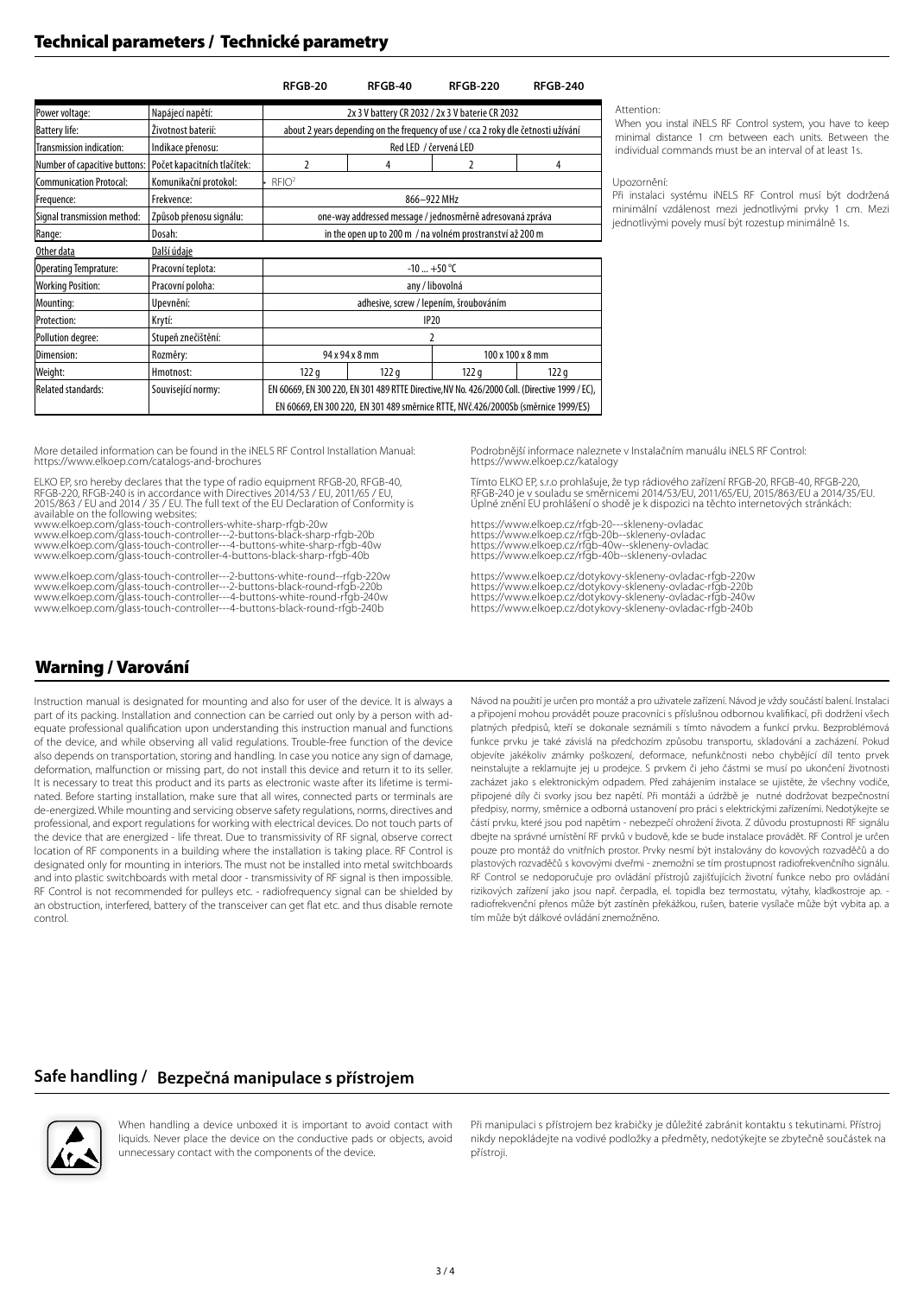## Technical parameters / Technické parametry

| | | RFGB-20 | RFGB-40 | RFGB-220 | RFGB-240 |
|---|---|---|---|---|---|
| Power voltage: | Napájecí napětí: | 2x 3 V battery CR 2032 / 2x 3 V baterie CR 2032 | | | |
| Battery life: | Životnost baterií: | about 2 years depending on the frequency of use / cca 2 roky dle četnosti užívání | | | |
| Transmission indication: | Indikace přenosu: | Red LED / červená LED | | | |
| Number of capacitive buttons: | Počet kapacitních tlačítek: | 2 | 4 | 2 | 4 |
| Communication Protocal: | Komunikační protokol: | RFIO² | | | |
| Frequence: | Frekvence: | 866–922 MHz | | | |
| Signal transmission method: | Způsob přenosu signálu: | one-way addressed message / jednosměrně adresovaná zpráva | | | |
| Range: | Dosah: | in the open up to 200 m / na volném prostranství až 200 m | | | |
| Other data | Další údaje | | | | |
| Operating Temprature: | Pracovní teplota: | -10 ... +50 °C | | | |
| Working Position: | Pracovní poloha: | any / libovolná | | | |
| Mounting: | Upevnění: | adhesive, screw / lepením, šroubováním | | | |
| Protection: | Krytí: | IP20 | | | |
| Pollution degree: | Stupeň znečištění: | 2 | | | |
| Dimension: | Rozměry: | 94 x 94 x 8 mm | | 100 x 100 x 8 mm | |
| Weight: | Hmotnost: | 122 g | 122 g | 122 g | 122 g |
| Related standards: | Související normy: | EN 60669, EN 300 220, EN 301 489 RTTE Directive,NV No. 426/2000 Coll. (Directive 1999 / EC), EN 60669, EN 300 220, EN 301 489 směrnice RTTE, NVč.426/2000Sb (směrnice 1999/ES) | | | |

Attention:
When you instal iNELS RF Control system, you have to keep minimal distance 1 cm between each units. Between the individual commands must be an interval of at least 1s.

Upozornění:
Při instalaci systému iNELS RF Control musí být dodržená minimální vzdálenost mezi jednotlivými prvky 1 cm. Mezi jednotlivými povely musí být rozestup minimálně 1s.

More detailed information can be found in the iNELS RF Control Installation Manual:
https://www.elkoep.com/catalogs-and-brochures

ELKO EP, sro hereby declares that the type of radio equipment RFGB-20, RFGB-40, RFGB-220, RFGB-240 is in accordance with Directives 2014/53 / EU, 2011/65 / EU, 2015/863 / EU and 2014 / 35 / EU. The full text of the EU Declaration of Conformity is available on the following websites:
www.elkoep.com/glass-touch-controllers-white-sharp-rfgb-20w
www.elkoep.com/glass-touch-controller---2-buttons-black-sharp-rfgb-20b
www.elkoep.com/glass-touch-controller---4-buttons-white-sharp-rfgb-40w
www.elkoep.com/glass-touch-controller-4-buttons-black-sharp-rfgb-40b

www.elkoep.com/glass-touch-controller---2-buttons-white-round--rfgb-220w
www.elkoep.com/glass-touch-controller---2-buttons-black-round-rfgb-220b
www.elkoep.com/glass-touch-controller---4-buttons-white-round-rfgb-240w
www.elkoep.com/glass-touch-controller---4-buttons-black-round-rfgb-240b

Podrobnější informace naleznete v Instalačním manuálu iNELS RF Control:
https://www.elkoep.cz/katalogy

Tímto ELKO EP, s.r.o prohlašuje, že typ rádiového zařízení RFGB-20, RFGB-40, RFGB-220, RFGB-240 je v souladu se směrnicemi 2014/53/EU, 2011/65/EU, 2015/863/EU a 2014/35/EU. Úplné znění EU prohlášení o shodě je k dispozici na těchto internetových stránkách:

https://www.elkoep.cz/rfgb-20---skleneny-ovladac
https://www.elkoep.cz/rfgb-20b--skleneny-ovladac
https://www.elkoep.cz/rfgb-40w--skleneny-ovladac
https://www.elkoep.cz/rfgb-40b--skleneny-ovladac

https://www.elkoep.cz/dotykovy-skleneny-ovladac-rfgb-220w
https://www.elkoep.cz/dotykovy-skleneny-ovladac-rfgb-220b
https://www.elkoep.cz/dotykovy-skleneny-ovladac-rfgb-240w
https://www.elkoep.cz/dotykovy-skleneny-ovladac-rfgb-240b

## Warning / Varování

Instruction manual is designated for mounting and also for user of the device. It is always a part of its packing. Installation and connection can be carried out only by a person with adequate professional qualification upon understanding this instruction manual and functions of the device, and while observing all valid regulations. Trouble-free function of the device also depends on transportation, storing and handling. In case you notice any sign of damage, deformation, malfunction or missing part, do not install this device and return it to its seller. It is necessary to treat this product and its parts as electronic waste after its lifetime is terminated. Before starting installation, make sure that all wires, connected parts or terminals are de-energized. While mounting and servicing observe safety regulations, norms, directives and professional, and export regulations for working with electrical devices. Do not touch parts of the device that are energized - life threat. Due to transmissivity of RF signal, observe correct location of RF components in a building where the installation is taking place. RF Control is designated only for mounting in interiors. The must not be installed into metal switchboards and into plastic switchboards with metal door - transmissivity of RF signal is then impossible. RF Control is not recommended for pulleys etc. - radiofrequency signal can be shielded by an obstruction, interfered, battery of the transceiver can get flat etc. and thus disable remote control.

Návod na použití je určen pro montáž a pro uživatele zařízení. Návod je vždy součástí balení. Instalaci a připojení mohou provádět pouze pracovníci s příslušnou odbornou kvalifikací, při dodržení všech platných předpisů, kteří se dokonale seznámili s tímto návodem a funkcí prvku. Bezproblémová funkce prvku je také závislá na předchozím způsobu transportu, skladování a zacházení. Pokud objevíte jakékoliv známky poškození, deformace, nefunkčnosti nebo chybějící díl tento prvek neinstalujte a reklamujte jej u prodejce. S prvkem či jeho částmi se musí po ukončení životnosti zacházet jako s elektronickým odpadem. Před zahájením instalace se ujistěte, že všechny vodiče, připojené díly či svorky jsou bez napětí. Při montáži a údržbě je nutné dodržovat bezpečnostní předpisy, normy, směrnice a odborná ustanovení pro práci s elektrickými zařízeními. Nedotýkejte se částí prvku, které jsou pod napětím - nebezpečí ohrožení života. Z důvodu prostupnosti RF signálu dbejte na správné umístění RF prvků v budově, kde se bude instalace provádět. RF Control je určen pouze pro montáž do vnitřních prostor. Prvky nesmí být instalovány do kovových rozvaděčů a do plastových rozvaděčů s kovovými dveřmi - znemožní se tím prostupnost radiofrekvenčního signálu. RF Control se nedoporučuje pro ovládání přístrojů zajišťujících životní funkce nebo pro ovládání rizikových zařízení jako jsou např. čerpadla, el. topidla bez termostatu, výtahy, kladkostroje ap. - radiofrekvenční přenos může být zastíněn překážkou, rušen, baterie vysílače může být vybita ap. a tím může být dálkové ovládání znemožněno.

## Safe handling / Bezpečná manipulace s přístrojem

When handling a device unboxed it is important to avoid contact with liquids. Never place the device on the conductive pads or objects, avoid unnecessary contact with the components of the device.

Při manipulaci s přístrojem bez krabičky je důležité zabránit kontaktu s tekutinami. Přístroj nikdy nepokládejte na vodivé podložky a předměty, nedotýkejte se zbytečně součástek na přístroji.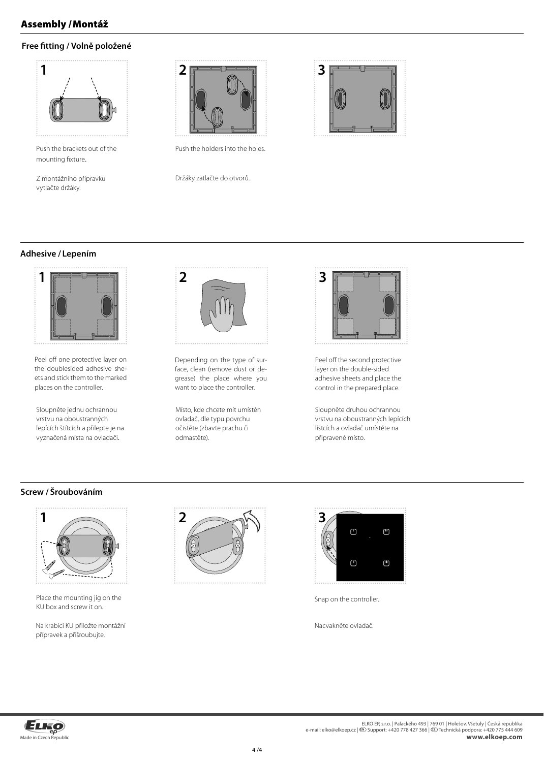## Assembly / Montáž

### Free fitting / Volně položené

1

Push the brackets out of the mounting fixture.

Z montážního přípravku vytlačte držáky.

2

Push the holders into the holes.

Držáky zatlačte do otvorů.

3

### Adhesive / Lepením

1

Peel off one protective layer on the doublesided adhesive sheets and stick them to the marked places on the controller.

Sloupněte jednu ochrannou vrstvu na oboustranných lepících štítcích a přilepte je na vyznačená místa na ovladači.

2

Depending on the type of surface, clean (remove dust or degrease) the place where you want to place the controller.

Místo, kde chcete mít umístěn ovladač, dle typu povrchu očistěte (zbavte prachu či odmastěte).

3

Peel off the second protective layer on the double-sided adhesive sheets and place the control in the prepared place.

Sloupněte druhou ochrannou vrstvu na oboustranných lepících lístcích a ovladač umístěte na připravené místo.

### Screw / Šroubováním

1

Place the mounting jig on the KU box and screw it on.

Na krabici KU přiložte montážní přípravek a přišroubujte.

2

3

Snap on the controller.

Nacvakněte ovladač.

Made in Czech Republic

ELKO EP, s.r.o. | Palackého 493 | 769 01 | Holešov, Všetuly | Česká republika
e-mail: elko@elkoep.cz | EN Support: +420 778 427 366 | CZ Technická podpora: +420 775 444 609
**www.elkoep.com**